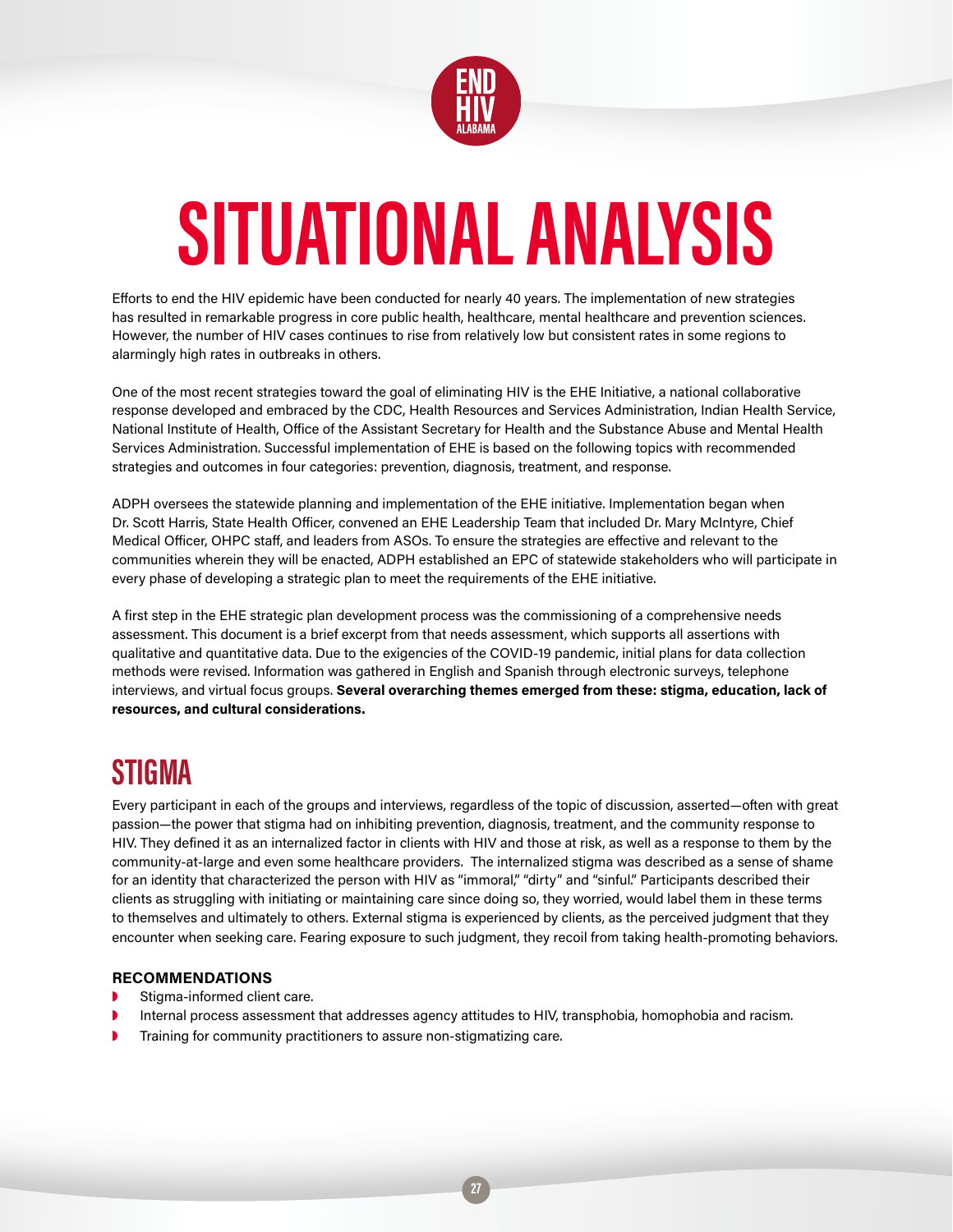# SITUATIONAL ANALYSIS

Efforts to end the HIV epidemic have been conducted for nearly 40 years. The implementation of new strategies has resulted in remarkable progress in core public health, healthcare, mental healthcare and prevention sciences. However, the number of HIV cases continues to rise from relatively low but consistent rates in some regions to alarmingly high rates in outbreaks in others.

One of the most recent strategies toward the goal of eliminating HIV is the EHE Initiative, a national collaborative response developed and embraced by the CDC, Health Resources and Services Administration, Indian Health Service, National Institute of Health, Office of the Assistant Secretary for Health and the Substance Abuse and Mental Health Services Administration. Successful implementation of EHE is based on the following topics with recommended strategies and outcomes in four categories: prevention, diagnosis, treatment, and response.

ADPH oversees the statewide planning and implementation of the EHE initiative. Implementation began when Dr. Scott Harris, State Health Officer, convened an EHE Leadership Team that included Dr. Mary McIntyre, Chief Medical Officer, OHPC staff, and leaders from ASOs. To ensure the strategies are effective and relevant to the communities wherein they will be enacted, ADPH established an EPC of statewide stakeholders who will participate in every phase of developing a strategic plan to meet the requirements of the EHE initiative.

A first step in the EHE strategic plan development process was the commissioning of a comprehensive needs assessment. This document is a brief excerpt from that needs assessment, which supports all assertions with qualitative and quantitative data. Due to the exigencies of the COVID-19 pandemic, initial plans for data collection methods were revised. Information was gathered in English and Spanish through electronic surveys, telephone interviews, and virtual focus groups. **Several overarching themes emerged from these: stigma, education, lack of resources, and cultural considerations.**

## STIGMA

Every participant in each of the groups and interviews, regardless of the topic of discussion, asserted—often with great passion—the power that stigma had on inhibiting prevention, diagnosis, treatment, and the community response to HIV. They defined it as an internalized factor in clients with HIV and those at risk, as well as a response to them by the community-at-large and even some healthcare providers. The internalized stigma was described as a sense of shame for an identity that characterized the person with HIV as "immoral," "dirty" and "sinful." Participants described their clients as struggling with initiating or maintaining care since doing so, they worried, would label them in these terms to themselves and ultimately to others. External stigma is experienced by clients, as the perceived judgment that they encounter when seeking care. Fearing exposure to such judgment, they recoil from taking health-promoting behaviors.

### RECOMMENDATIONS

- Stigma-informed client care.
- Internal process assessment that addresses agency attitudes to HIV, transphobia, homophobia and racism.
- Training for community practitioners to assure non-stigmatizing care.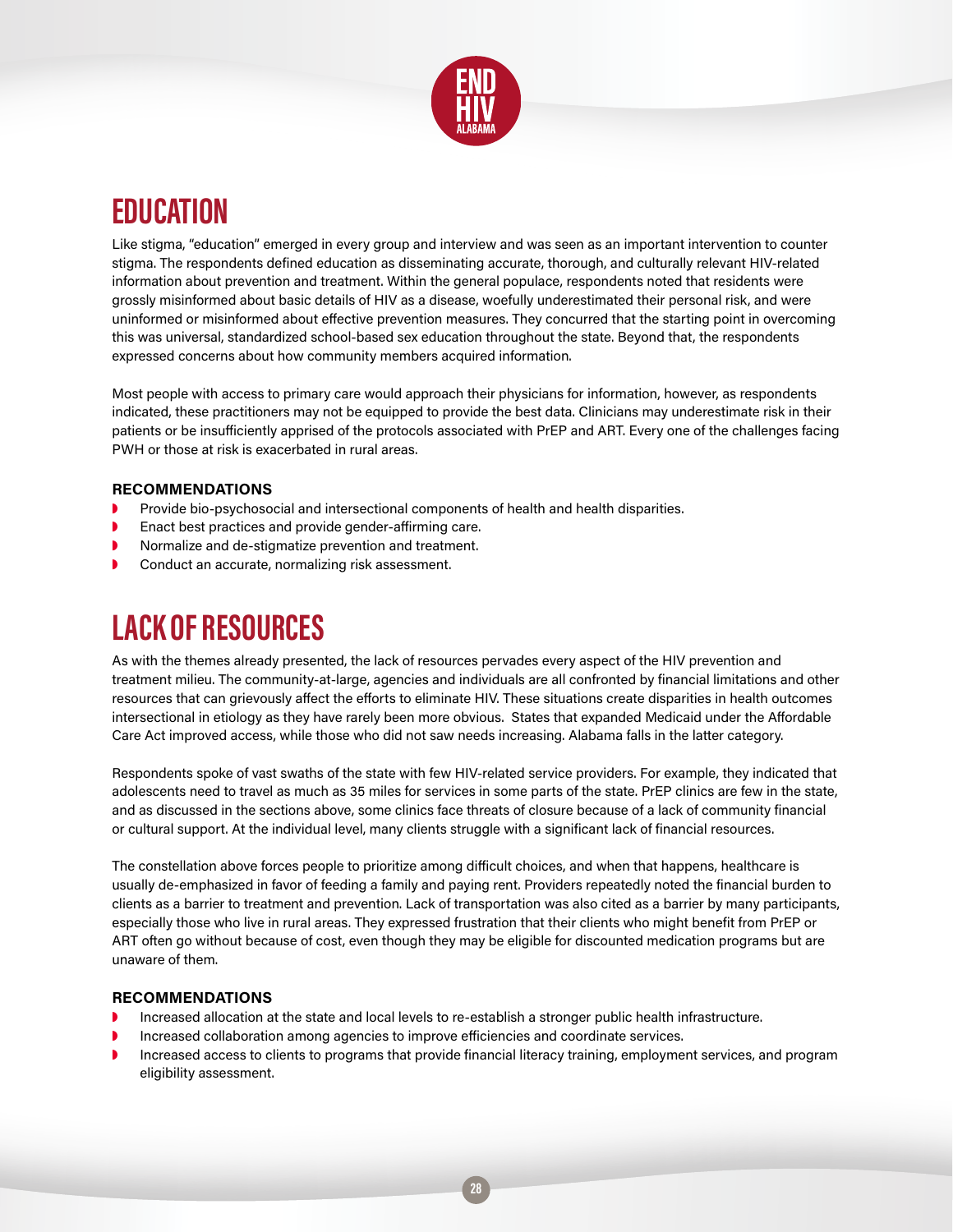## EDUCATION

Like stigma, "education" emerged in every group and interview and was seen as an important intervention to counter stigma. The respondents defined education as disseminating accurate, thorough, and culturally relevant HIV-related information about prevention and treatment. Within the general populace, respondents noted that residents were grossly misinformed about basic details of HIV as a disease, woefully underestimated their personal risk, and were uninformed or misinformed about effective prevention measures. They concurred that the starting point in overcoming this was universal, standardized school-based sex education throughout the state. Beyond that, the respondents expressed concerns about how community members acquired information.

Most people with access to primary care would approach their physicians for information, however, as respondents indicated, these practitioners may not be equipped to provide the best data. Clinicians may underestimate risk in their patients or be insufficiently apprised of the protocols associated with PrEP and ART. Every one of the challenges facing PWH or those at risk is exacerbated in rural areas.

### RECOMMENDATIONS

- Provide bio-psychosocial and intersectional components of health and health disparities.
- Enact best practices and provide gender-affirming care.
- Normalize and de-stigmatize prevention and treatment.
- Conduct an accurate, normalizing risk assessment.

## LACK OF RESOURCES

As with the themes already presented, the lack of resources pervades every aspect of the HIV prevention and treatment milieu. The community-at-large, agencies and individuals are all confronted by financial limitations and other resources that can grievously affect the efforts to eliminate HIV. These situations create disparities in health outcomes intersectional in etiology as they have rarely been more obvious. States that expanded Medicaid under the Affordable Care Act improved access, while those who did not saw needs increasing. Alabama falls in the latter category.

Respondents spoke of vast swaths of the state with few HIV-related service providers. For example, they indicated that adolescents need to travel as much as 35 miles for services in some parts of the state. PrEP clinics are few in the state, and as discussed in the sections above, some clinics face threats of closure because of a lack of community financial or cultural support. At the individual level, many clients struggle with a significant lack of financial resources.

The constellation above forces people to prioritize among difficult choices, and when that happens, healthcare is usually de-emphasized in favor of feeding a family and paying rent. Providers repeatedly noted the financial burden to clients as a barrier to treatment and prevention. Lack of transportation was also cited as a barrier by many participants, especially those who live in rural areas. They expressed frustration that their clients who might benefit from PrEP or ART often go without because of cost, even though they may be eligible for discounted medication programs but are unaware of them.

### RECOMMENDATIONS

- Increased allocation at the state and local levels to re-establish a stronger public health infrastructure.
- Increased collaboration among agencies to improve efficiencies and coordinate services.
- Increased access to clients to programs that provide financial literacy training, employment services, and program eligibility assessment.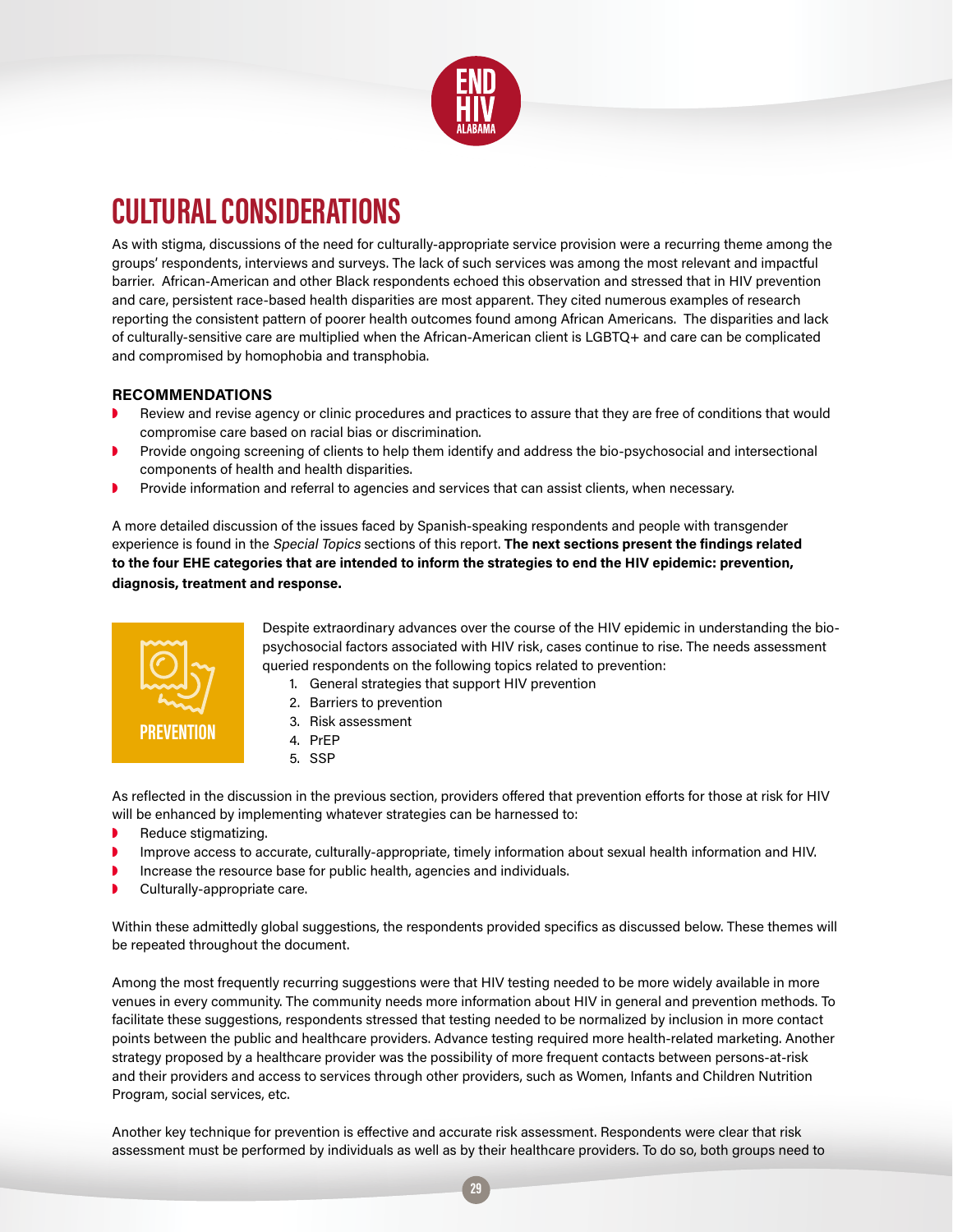# CULTURAL CONSIDERATIONS

As with stigma, discussions of the need for culturally-appropriate service provision were a recurring theme among the groups' respondents, interviews and surveys. The lack of such services was among the most relevant and impactful barrier. African-American and other Black respondents echoed this observation and stressed that in HIV prevention and care, persistent race-based health disparities are most apparent. They cited numerous examples of research reporting the consistent pattern of poorer health outcomes found among African Americans. The disparities and lack of culturally-sensitive care are multiplied when the African-American client is LGBTQ+ and care can be complicated and compromised by homophobia and transphobia.

### RECOMMENDATIONS

- Review and revise agency or clinic procedures and practices to assure that they are free of conditions that would compromise care based on racial bias or discrimination.
- Provide ongoing screening of clients to help them identify and address the bio-psychosocial and intersectional components of health and health disparities.
- Provide information and referral to agencies and services that can assist clients, when necessary.

A more detailed discussion of the issues faced by Spanish-speaking respondents and people with transgender experience is found in the *Special Topics* sections of this report. **The next sections present the findings related to the four EHE categories that are intended to inform the strategies to end the HIV epidemic: prevention, diagnosis, treatment and response.**

## PREVENTION

Despite extraordinary advances over the course of the HIV epidemic in understanding the bio-psychosocial factors associated with HIV risk, cases continue to rise. The needs assessment queried respondents on the following topics related to prevention:

1. General strategies that support HIV prevention
2. Barriers to prevention
3. Risk assessment
4. PrEP
5. SSP

As reflected in the discussion in the previous section, providers offered that prevention efforts for those at risk for HIV will be enhanced by implementing whatever strategies can be harnessed to:

- Reduce stigmatizing.
- Improve access to accurate, culturally-appropriate, timely information about sexual health information and HIV.
- Increase the resource base for public health, agencies and individuals.
- Culturally-appropriate care.

Within these admittedly global suggestions, the respondents provided specifics as discussed below. These themes will be repeated throughout the document.

Among the most frequently recurring suggestions were that HIV testing needed to be more widely available in more venues in every community. The community needs more information about HIV in general and prevention methods. To facilitate these suggestions, respondents stressed that testing needed to be normalized by inclusion in more contact points between the public and healthcare providers. Advance testing required more health-related marketing. Another strategy proposed by a healthcare provider was the possibility of more frequent contacts between persons-at-risk and their providers and access to services through other providers, such as Women, Infants and Children Nutrition Program, social services, etc.

Another key technique for prevention is effective and accurate risk assessment. Respondents were clear that risk assessment must be performed by individuals as well as by their healthcare providers. To do so, both groups need to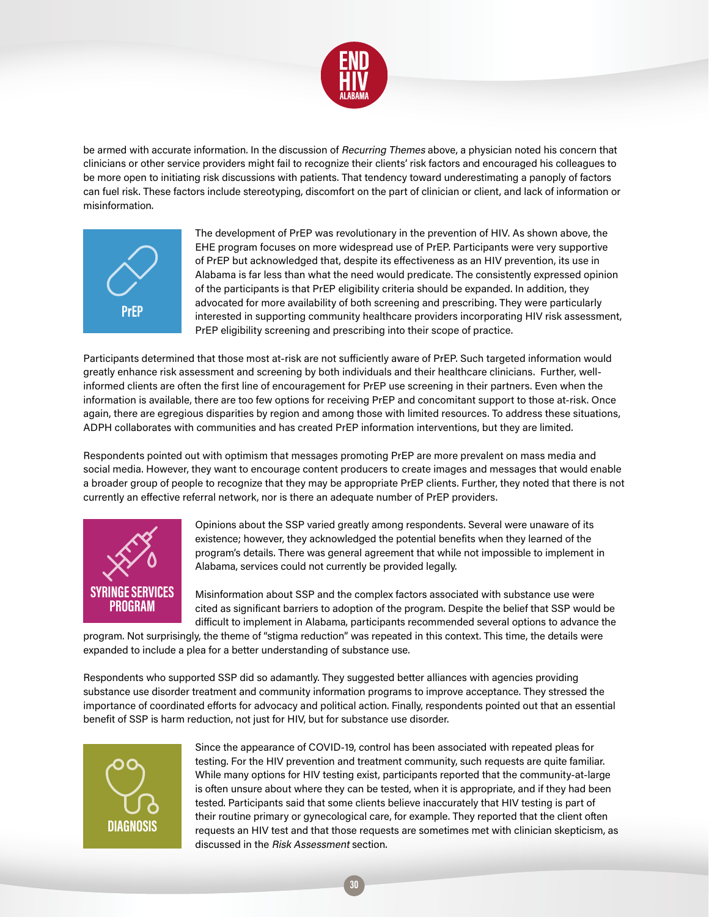be armed with accurate information. In the discussion of *Recurring Themes* above, a physician noted his concern that clinicians or other service providers might fail to recognize their clients' risk factors and encouraged his colleagues to be more open to initiating risk discussions with patients. That tendency toward underestimating a panoply of factors can fuel risk. These factors include stereotyping, discomfort on the part of clinician or client, and lack of information or misinformation.

## PrEP

The development of PrEP was revolutionary in the prevention of HIV. As shown above, the EHE program focuses on more widespread use of PrEP. Participants were very supportive of PrEP but acknowledged that, despite its effectiveness as an HIV prevention, its use in Alabama is far less than what the need would predicate. The consistently expressed opinion of the participants is that PrEP eligibility criteria should be expanded. In addition, they advocated for more availability of both screening and prescribing. They were particularly interested in supporting community healthcare providers incorporating HIV risk assessment, PrEP eligibility screening and prescribing into their scope of practice.

Participants determined that those most at-risk are not sufficiently aware of PrEP. Such targeted information would greatly enhance risk assessment and screening by both individuals and their healthcare clinicians. Further, well-informed clients are often the first line of encouragement for PrEP use screening in their partners. Even when the information is available, there are too few options for receiving PrEP and concomitant support to those at-risk. Once again, there are egregious disparities by region and among those with limited resources. To address these situations, ADPH collaborates with communities and has created PrEP information interventions, but they are limited.

Respondents pointed out with optimism that messages promoting PrEP are more prevalent on mass media and social media. However, they want to encourage content producers to create images and messages that would enable a broader group of people to recognize that they may be appropriate PrEP clients. Further, they noted that there is not currently an effective referral network, nor is there an adequate number of PrEP providers.

## SYRINGE SERVICES PROGRAM

Opinions about the SSP varied greatly among respondents. Several were unaware of its existence; however, they acknowledged the potential benefits when they learned of the program's details. There was general agreement that while not impossible to implement in Alabama, services could not currently be provided legally.

Misinformation about SSP and the complex factors associated with substance use were cited as significant barriers to adoption of the program. Despite the belief that SSP would be difficult to implement in Alabama, participants recommended several options to advance the program. Not surprisingly, the theme of "stigma reduction" was repeated in this context. This time, the details were expanded to include a plea for a better understanding of substance use.

Respondents who supported SSP did so adamantly. They suggested better alliances with agencies providing substance use disorder treatment and community information programs to improve acceptance. They stressed the importance of coordinated efforts for advocacy and political action. Finally, respondents pointed out that an essential benefit of SSP is harm reduction, not just for HIV, but for substance use disorder.

## DIAGNOSIS

Since the appearance of COVID-19, control has been associated with repeated pleas for testing. For the HIV prevention and treatment community, such requests are quite familiar. While many options for HIV testing exist, participants reported that the community-at-large is often unsure about where they can be tested, when it is appropriate, and if they had been tested. Participants said that some clients believe inaccurately that HIV testing is part of their routine primary or gynecological care, for example. They reported that the client often requests an HIV test and that those requests are sometimes met with clinician skepticism, as discussed in the *Risk Assessment* section.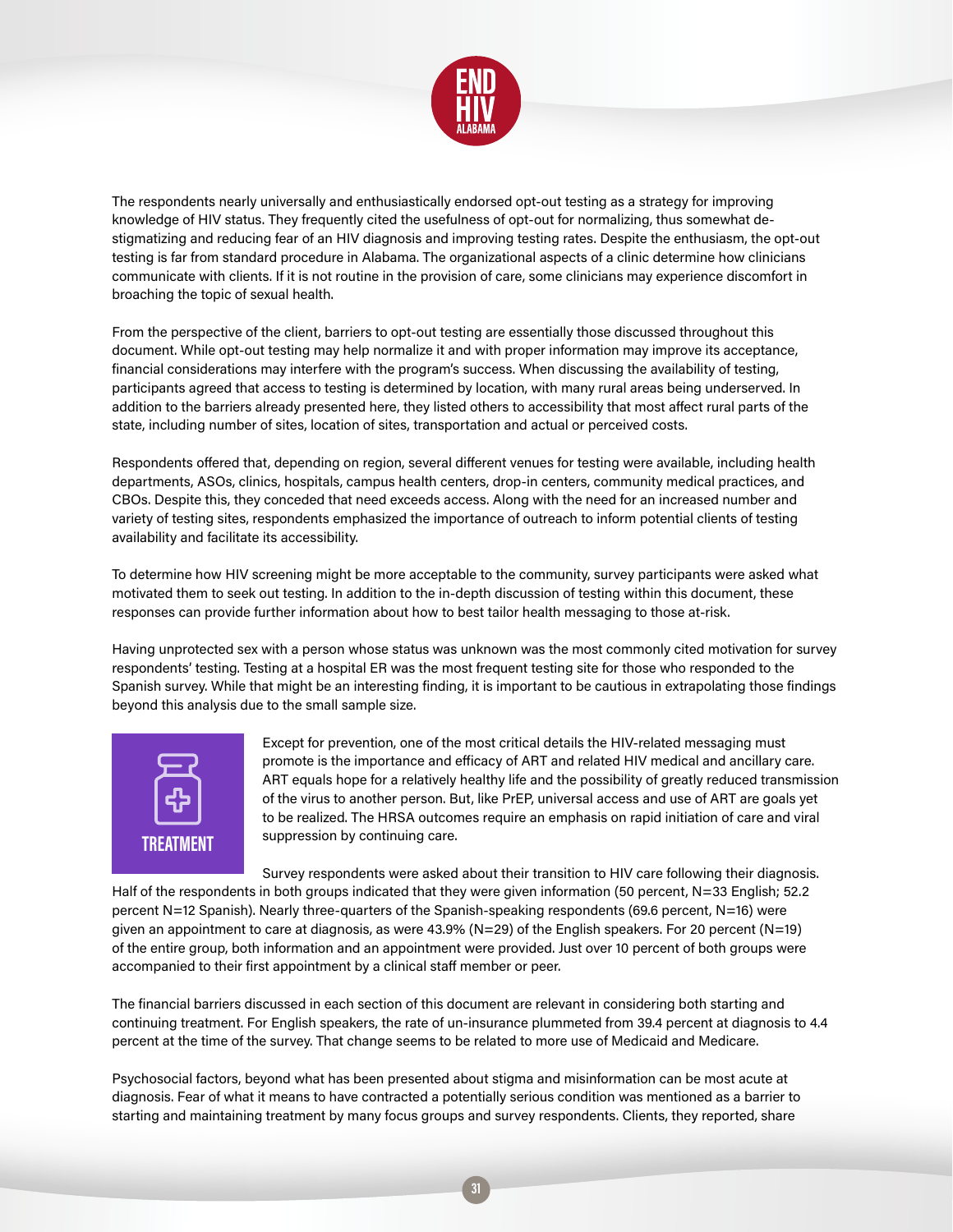The respondents nearly universally and enthusiastically endorsed opt-out testing as a strategy for improving knowledge of HIV status. They frequently cited the usefulness of opt-out for normalizing, thus somewhat de-stigmatizing and reducing fear of an HIV diagnosis and improving testing rates. Despite the enthusiasm, the opt-out testing is far from standard procedure in Alabama. The organizational aspects of a clinic determine how clinicians communicate with clients. If it is not routine in the provision of care, some clinicians may experience discomfort in broaching the topic of sexual health.

From the perspective of the client, barriers to opt-out testing are essentially those discussed throughout this document. While opt-out testing may help normalize it and with proper information may improve its acceptance, financial considerations may interfere with the program's success. When discussing the availability of testing, participants agreed that access to testing is determined by location, with many rural areas being underserved. In addition to the barriers already presented here, they listed others to accessibility that most affect rural parts of the state, including number of sites, location of sites, transportation and actual or perceived costs.

Respondents offered that, depending on region, several different venues for testing were available, including health departments, ASOs, clinics, hospitals, campus health centers, drop-in centers, community medical practices, and CBOs. Despite this, they conceded that need exceeds access. Along with the need for an increased number and variety of testing sites, respondents emphasized the importance of outreach to inform potential clients of testing availability and facilitate its accessibility.

To determine how HIV screening might be more acceptable to the community, survey participants were asked what motivated them to seek out testing. In addition to the in-depth discussion of testing within this document, these responses can provide further information about how to best tailor health messaging to those at-risk.

Having unprotected sex with a person whose status was unknown was the most commonly cited motivation for survey respondents' testing. Testing at a hospital ER was the most frequent testing site for those who responded to the Spanish survey. While that might be an interesting finding, it is important to be cautious in extrapolating those findings beyond this analysis due to the small sample size.

## TREATMENT

Except for prevention, one of the most critical details the HIV-related messaging must promote is the importance and efficacy of ART and related HIV medical and ancillary care. ART equals hope for a relatively healthy life and the possibility of greatly reduced transmission of the virus to another person. But, like PrEP, universal access and use of ART are goals yet to be realized. The HRSA outcomes require an emphasis on rapid initiation of care and viral suppression by continuing care.

Survey respondents were asked about their transition to HIV care following their diagnosis. Half of the respondents in both groups indicated that they were given information (50 percent, N=33 English; 52.2 percent N=12 Spanish). Nearly three-quarters of the Spanish-speaking respondents (69.6 percent, N=16) were given an appointment to care at diagnosis, as were 43.9% (N=29) of the English speakers. For 20 percent (N=19) of the entire group, both information and an appointment were provided. Just over 10 percent of both groups were accompanied to their first appointment by a clinical staff member or peer.

The financial barriers discussed in each section of this document are relevant in considering both starting and continuing treatment. For English speakers, the rate of un-insurance plummeted from 39.4 percent at diagnosis to 4.4 percent at the time of the survey. That change seems to be related to more use of Medicaid and Medicare.

Psychosocial factors, beyond what has been presented about stigma and misinformation can be most acute at diagnosis. Fear of what it means to have contracted a potentially serious condition was mentioned as a barrier to starting and maintaining treatment by many focus groups and survey respondents. Clients, they reported, share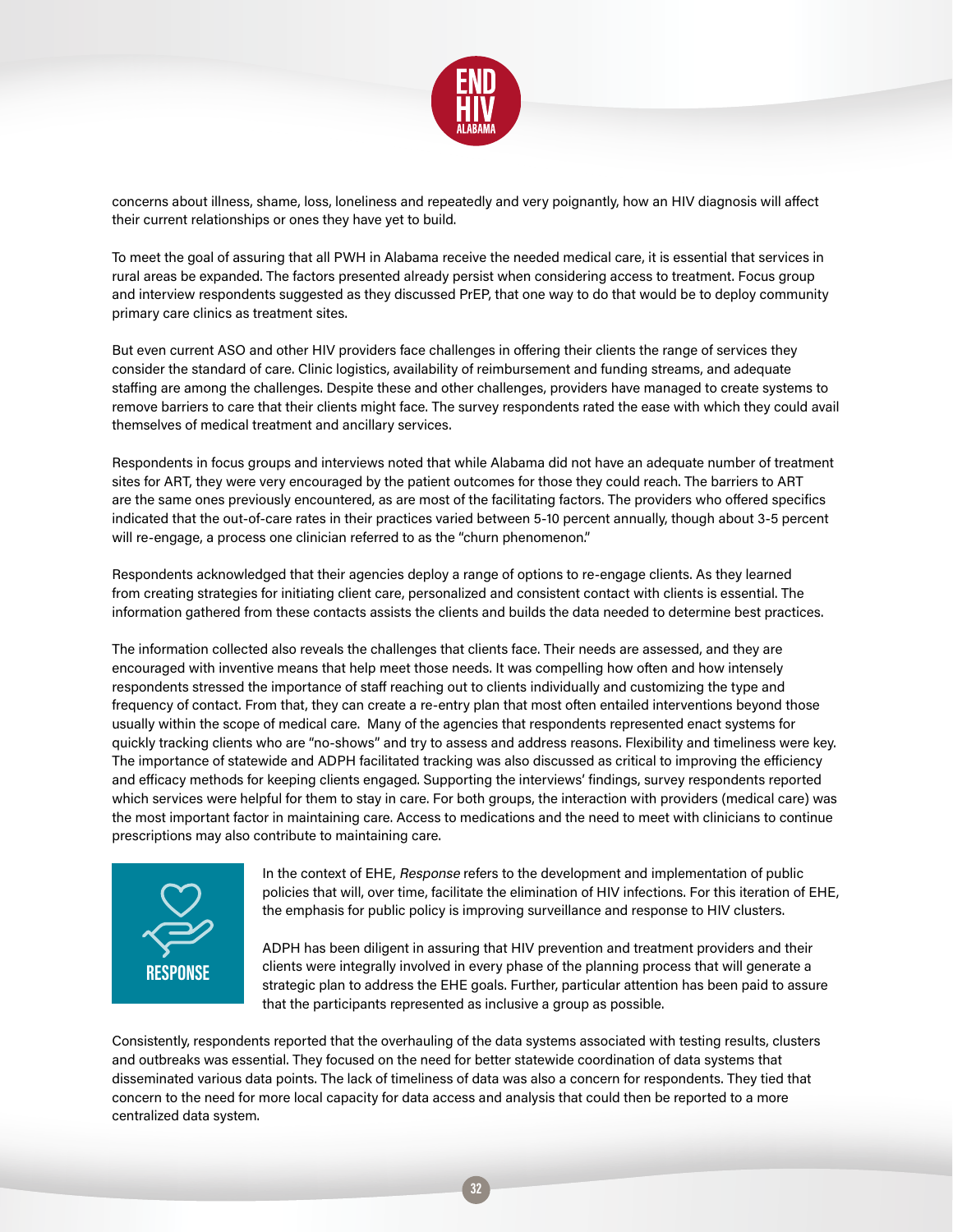concerns about illness, shame, loss, loneliness and repeatedly and very poignantly, how an HIV diagnosis will affect their current relationships or ones they have yet to build.

To meet the goal of assuring that all PWH in Alabama receive the needed medical care, it is essential that services in rural areas be expanded. The factors presented already persist when considering access to treatment. Focus group and interview respondents suggested as they discussed PrEP, that one way to do that would be to deploy community primary care clinics as treatment sites.

But even current ASO and other HIV providers face challenges in offering their clients the range of services they consider the standard of care. Clinic logistics, availability of reimbursement and funding streams, and adequate staffing are among the challenges. Despite these and other challenges, providers have managed to create systems to remove barriers to care that their clients might face. The survey respondents rated the ease with which they could avail themselves of medical treatment and ancillary services.

Respondents in focus groups and interviews noted that while Alabama did not have an adequate number of treatment sites for ART, they were very encouraged by the patient outcomes for those they could reach. The barriers to ART are the same ones previously encountered, as are most of the facilitating factors. The providers who offered specifics indicated that the out-of-care rates in their practices varied between 5-10 percent annually, though about 3-5 percent will re-engage, a process one clinician referred to as the "churn phenomenon."

Respondents acknowledged that their agencies deploy a range of options to re-engage clients. As they learned from creating strategies for initiating client care, personalized and consistent contact with clients is essential. The information gathered from these contacts assists the clients and builds the data needed to determine best practices.

The information collected also reveals the challenges that clients face. Their needs are assessed, and they are encouraged with inventive means that help meet those needs. It was compelling how often and how intensely respondents stressed the importance of staff reaching out to clients individually and customizing the type and frequency of contact. From that, they can create a re-entry plan that most often entailed interventions beyond those usually within the scope of medical care. Many of the agencies that respondents represented enact systems for quickly tracking clients who are "no-shows" and try to assess and address reasons. Flexibility and timeliness were key. The importance of statewide and ADPH facilitated tracking was also discussed as critical to improving the efficiency and efficacy methods for keeping clients engaged. Supporting the interviews' findings, survey respondents reported which services were helpful for them to stay in care. For both groups, the interaction with providers (medical care) was the most important factor in maintaining care. Access to medications and the need to meet with clinicians to continue prescriptions may also contribute to maintaining care.

## RESPONSE

In the context of EHE, *Response* refers to the development and implementation of public policies that will, over time, facilitate the elimination of HIV infections. For this iteration of EHE, the emphasis for public policy is improving surveillance and response to HIV clusters.

ADPH has been diligent in assuring that HIV prevention and treatment providers and their clients were integrally involved in every phase of the planning process that will generate a strategic plan to address the EHE goals. Further, particular attention has been paid to assure that the participants represented as inclusive a group as possible.

Consistently, respondents reported that the overhauling of the data systems associated with testing results, clusters and outbreaks was essential. They focused on the need for better statewide coordination of data systems that disseminated various data points. The lack of timeliness of data was also a concern for respondents. They tied that concern to the need for more local capacity for data access and analysis that could then be reported to a more centralized data system.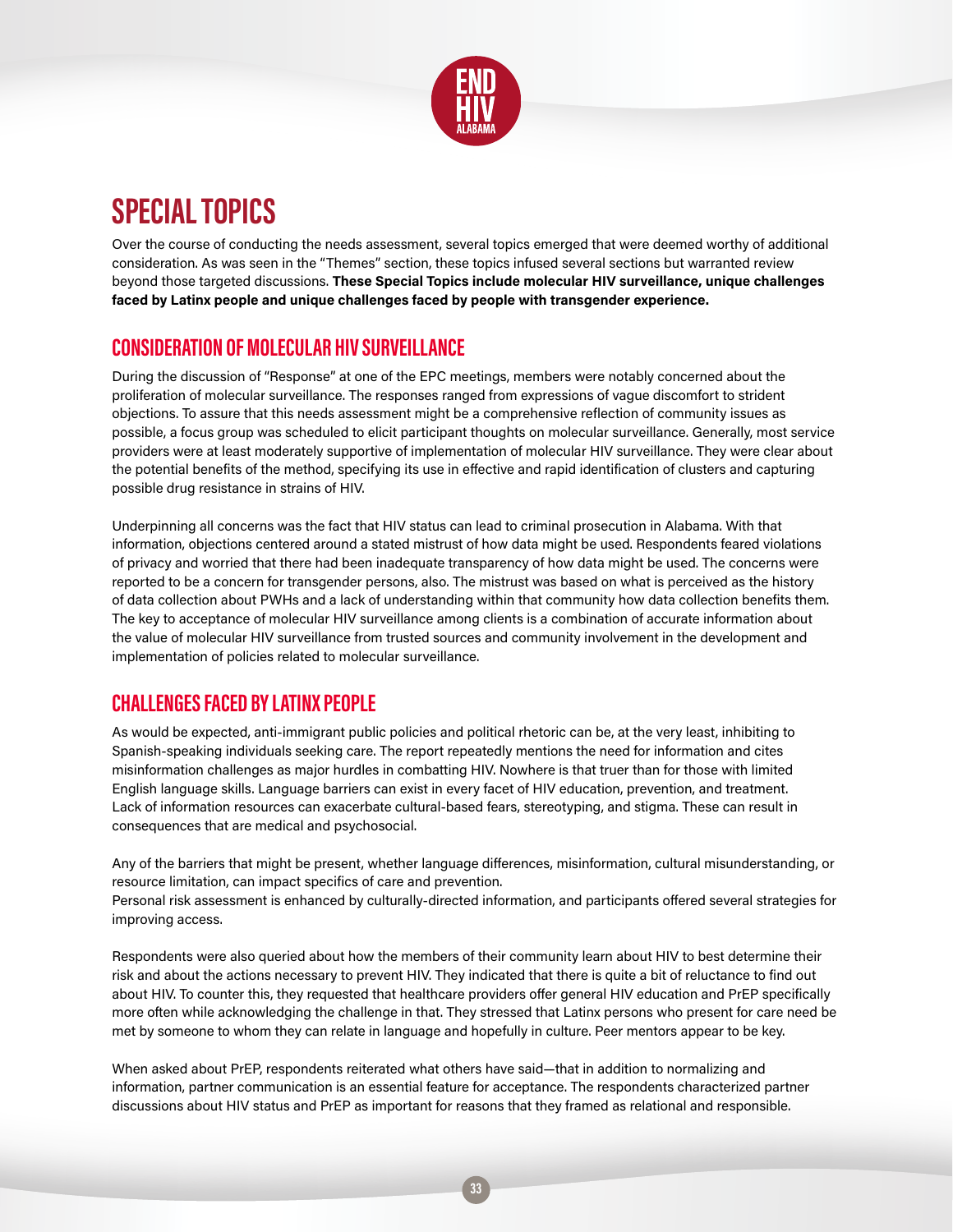# SPECIAL TOPICS

Over the course of conducting the needs assessment, several topics emerged that were deemed worthy of additional consideration. As was seen in the "Themes" section, these topics infused several sections but warranted review beyond those targeted discussions. **These Special Topics include molecular HIV surveillance, unique challenges faced by Latinx people and unique challenges faced by people with transgender experience.**

## CONSIDERATION OF MOLECULAR HIV SURVEILLANCE

During the discussion of "Response" at one of the EPC meetings, members were notably concerned about the proliferation of molecular surveillance. The responses ranged from expressions of vague discomfort to strident objections. To assure that this needs assessment might be a comprehensive reflection of community issues as possible, a focus group was scheduled to elicit participant thoughts on molecular surveillance. Generally, most service providers were at least moderately supportive of implementation of molecular HIV surveillance. They were clear about the potential benefits of the method, specifying its use in effective and rapid identification of clusters and capturing possible drug resistance in strains of HIV.

Underpinning all concerns was the fact that HIV status can lead to criminal prosecution in Alabama. With that information, objections centered around a stated mistrust of how data might be used. Respondents feared violations of privacy and worried that there had been inadequate transparency of how data might be used. The concerns were reported to be a concern for transgender persons, also. The mistrust was based on what is perceived as the history of data collection about PWHs and a lack of understanding within that community how data collection benefits them. The key to acceptance of molecular HIV surveillance among clients is a combination of accurate information about the value of molecular HIV surveillance from trusted sources and community involvement in the development and implementation of policies related to molecular surveillance.

## CHALLENGES FACED BY LATINX PEOPLE

As would be expected, anti-immigrant public policies and political rhetoric can be, at the very least, inhibiting to Spanish-speaking individuals seeking care. The report repeatedly mentions the need for information and cites misinformation challenges as major hurdles in combatting HIV. Nowhere is that truer than for those with limited English language skills. Language barriers can exist in every facet of HIV education, prevention, and treatment. Lack of information resources can exacerbate cultural-based fears, stereotyping, and stigma. These can result in consequences that are medical and psychosocial.

Any of the barriers that might be present, whether language differences, misinformation, cultural misunderstanding, or resource limitation, can impact specifics of care and prevention.
Personal risk assessment is enhanced by culturally-directed information, and participants offered several strategies for improving access.

Respondents were also queried about how the members of their community learn about HIV to best determine their risk and about the actions necessary to prevent HIV. They indicated that there is quite a bit of reluctance to find out about HIV. To counter this, they requested that healthcare providers offer general HIV education and PrEP specifically more often while acknowledging the challenge in that. They stressed that Latinx persons who present for care need be met by someone to whom they can relate in language and hopefully in culture. Peer mentors appear to be key.

When asked about PrEP, respondents reiterated what others have said—that in addition to normalizing and information, partner communication is an essential feature for acceptance. The respondents characterized partner discussions about HIV status and PrEP as important for reasons that they framed as relational and responsible.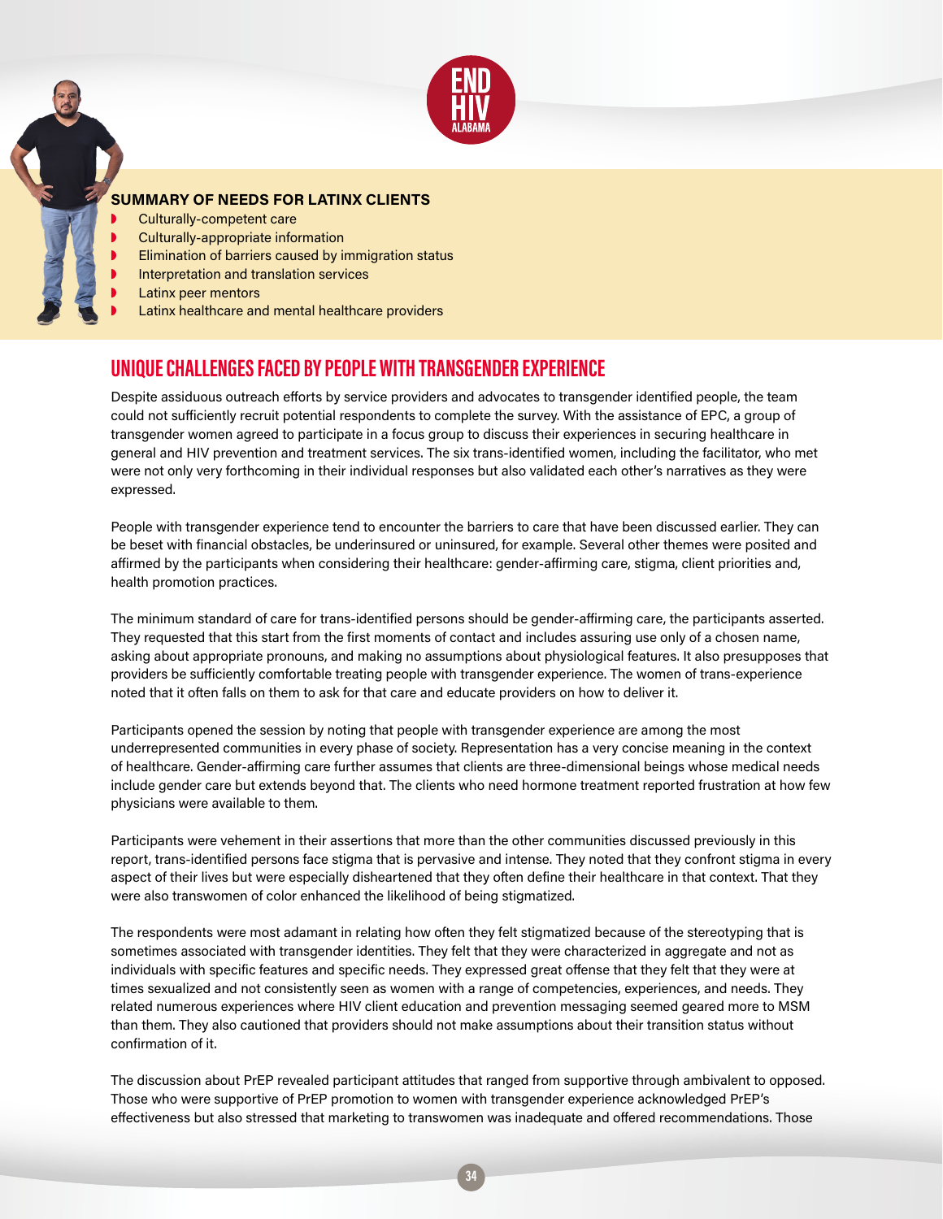### SUMMARY OF NEEDS FOR LATINX CLIENTS

- Culturally-competent care
- Culturally-appropriate information
- Elimination of barriers caused by immigration status
- Interpretation and translation services
- Latinx peer mentors
- Latinx healthcare and mental healthcare providers

## UNIQUE CHALLENGES FACED BY PEOPLE WITH TRANSGENDER EXPERIENCE

Despite assiduous outreach efforts by service providers and advocates to transgender identified people, the team could not sufficiently recruit potential respondents to complete the survey. With the assistance of EPC, a group of transgender women agreed to participate in a focus group to discuss their experiences in securing healthcare in general and HIV prevention and treatment services. The six trans-identified women, including the facilitator, who met were not only very forthcoming in their individual responses but also validated each other's narratives as they were expressed.

People with transgender experience tend to encounter the barriers to care that have been discussed earlier. They can be beset with financial obstacles, be underinsured or uninsured, for example. Several other themes were posited and affirmed by the participants when considering their healthcare: gender-affirming care, stigma, client priorities and, health promotion practices.

The minimum standard of care for trans-identified persons should be gender-affirming care, the participants asserted. They requested that this start from the first moments of contact and includes assuring use only of a chosen name, asking about appropriate pronouns, and making no assumptions about physiological features. It also presupposes that providers be sufficiently comfortable treating people with transgender experience. The women of trans-experience noted that it often falls on them to ask for that care and educate providers on how to deliver it.

Participants opened the session by noting that people with transgender experience are among the most underrepresented communities in every phase of society. Representation has a very concise meaning in the context of healthcare. Gender-affirming care further assumes that clients are three-dimensional beings whose medical needs include gender care but extends beyond that. The clients who need hormone treatment reported frustration at how few physicians were available to them.

Participants were vehement in their assertions that more than the other communities discussed previously in this report, trans-identified persons face stigma that is pervasive and intense. They noted that they confront stigma in every aspect of their lives but were especially disheartened that they often define their healthcare in that context. That they were also transwomen of color enhanced the likelihood of being stigmatized.

The respondents were most adamant in relating how often they felt stigmatized because of the stereotyping that is sometimes associated with transgender identities. They felt that they were characterized in aggregate and not as individuals with specific features and specific needs. They expressed great offense that they felt that they were at times sexualized and not consistently seen as women with a range of competencies, experiences, and needs. They related numerous experiences where HIV client education and prevention messaging seemed geared more to MSM than them. They also cautioned that providers should not make assumptions about their transition status without confirmation of it.

The discussion about PrEP revealed participant attitudes that ranged from supportive through ambivalent to opposed. Those who were supportive of PrEP promotion to women with transgender experience acknowledged PrEP's effectiveness but also stressed that marketing to transwomen was inadequate and offered recommendations. Those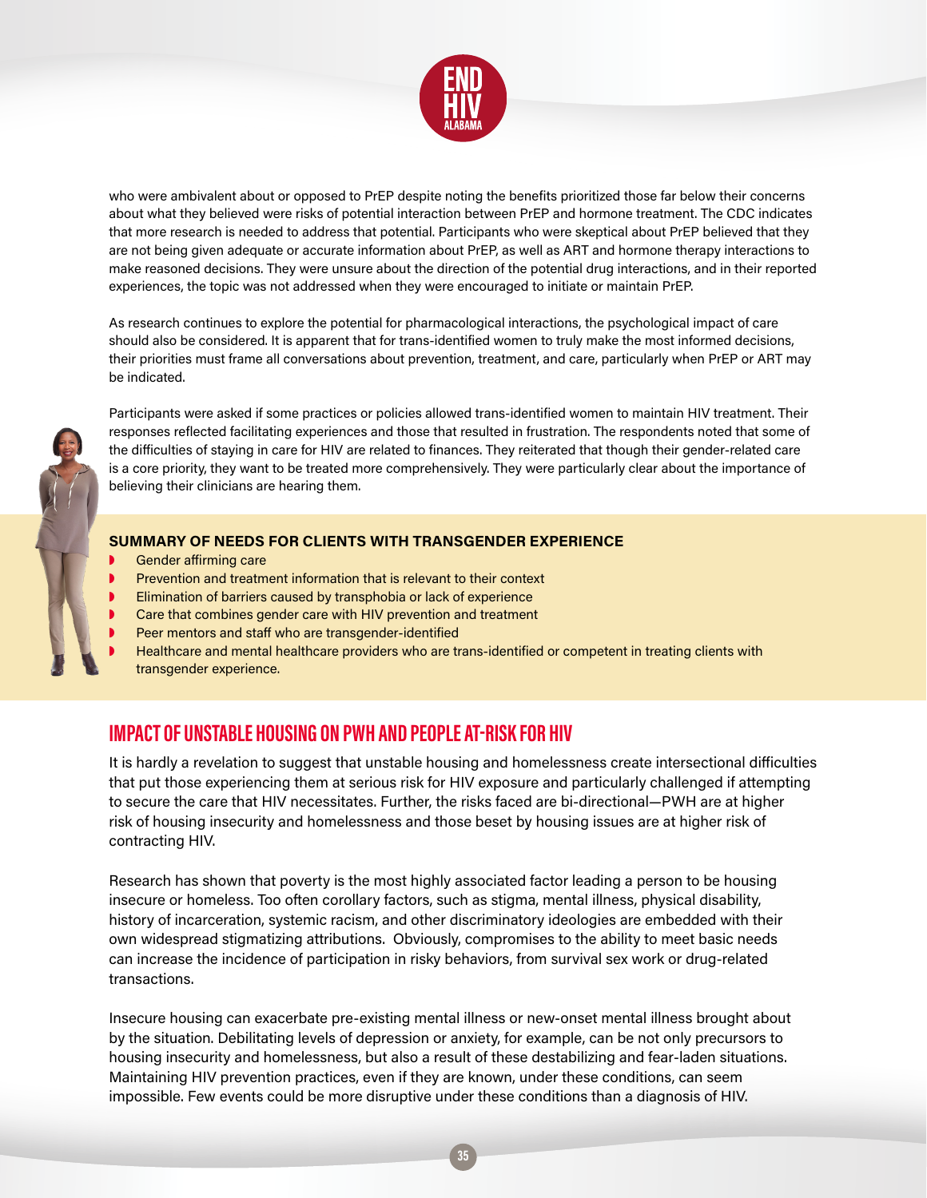who were ambivalent about or opposed to PrEP despite noting the benefits prioritized those far below their concerns about what they believed were risks of potential interaction between PrEP and hormone treatment. The CDC indicates that more research is needed to address that potential. Participants who were skeptical about PrEP believed that they are not being given adequate or accurate information about PrEP, as well as ART and hormone therapy interactions to make reasoned decisions. They were unsure about the direction of the potential drug interactions, and in their reported experiences, the topic was not addressed when they were encouraged to initiate or maintain PrEP.

As research continues to explore the potential for pharmacological interactions, the psychological impact of care should also be considered. It is apparent that for trans-identified women to truly make the most informed decisions, their priorities must frame all conversations about prevention, treatment, and care, particularly when PrEP or ART may be indicated.

Participants were asked if some practices or policies allowed trans-identified women to maintain HIV treatment. Their responses reflected facilitating experiences and those that resulted in frustration. The respondents noted that some of the difficulties of staying in care for HIV are related to finances. They reiterated that though their gender-related care is a core priority, they want to be treated more comprehensively. They were particularly clear about the importance of believing their clinicians are hearing them.

**SUMMARY OF NEEDS FOR CLIENTS WITH TRANSGENDER EXPERIENCE**

- Gender affirming care
- Prevention and treatment information that is relevant to their context
- Elimination of barriers caused by transphobia or lack of experience
- Care that combines gender care with HIV prevention and treatment
- Peer mentors and staff who are transgender-identified
- Healthcare and mental healthcare providers who are trans-identified or competent in treating clients with transgender experience.

## IMPACT OF UNSTABLE HOUSING ON PWH AND PEOPLE AT-RISK FOR HIV

It is hardly a revelation to suggest that unstable housing and homelessness create intersectional difficulties that put those experiencing them at serious risk for HIV exposure and particularly challenged if attempting to secure the care that HIV necessitates. Further, the risks faced are bi-directional—PWH are at higher risk of housing insecurity and homelessness and those beset by housing issues are at higher risk of contracting HIV.

Research has shown that poverty is the most highly associated factor leading a person to be housing insecure or homeless. Too often corollary factors, such as stigma, mental illness, physical disability, history of incarceration, systemic racism, and other discriminatory ideologies are embedded with their own widespread stigmatizing attributions. Obviously, compromises to the ability to meet basic needs can increase the incidence of participation in risky behaviors, from survival sex work or drug-related transactions.

Insecure housing can exacerbate pre-existing mental illness or new-onset mental illness brought about by the situation. Debilitating levels of depression or anxiety, for example, can be not only precursors to housing insecurity and homelessness, but also a result of these destabilizing and fear-laden situations. Maintaining HIV prevention practices, even if they are known, under these conditions, can seem impossible. Few events could be more disruptive under these conditions than a diagnosis of HIV.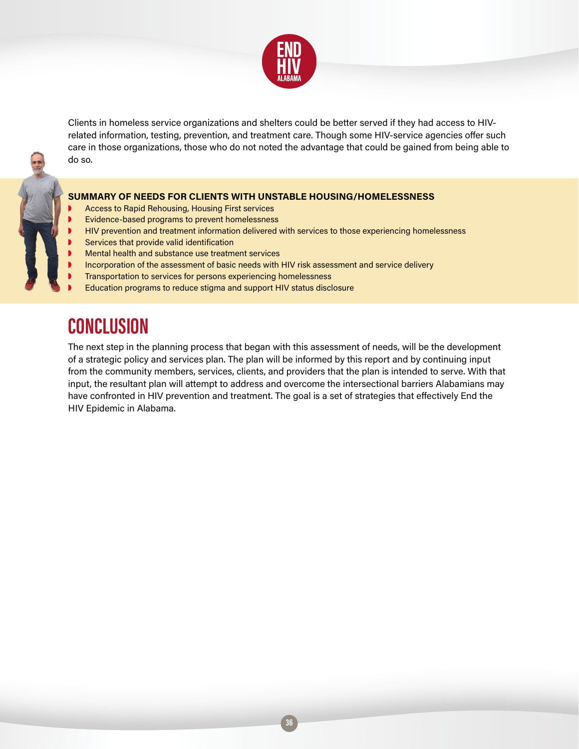Clients in homeless service organizations and shelters could be better served if they had access to HIV-related information, testing, prevention, and treatment care. Though some HIV-service agencies offer such care in those organizations, those who do not noted the advantage that could be gained from being able to do so.

**SUMMARY OF NEEDS FOR CLIENTS WITH UNSTABLE HOUSING/HOMELESSNESS**

- Access to Rapid Rehousing, Housing First services
- Evidence-based programs to prevent homelessness
- HIV prevention and treatment information delivered with services to those experiencing homelessness
- Services that provide valid identification
- Mental health and substance use treatment services
- Incorporation of the assessment of basic needs with HIV risk assessment and service delivery
- Transportation to services for persons experiencing homelessness
- Education programs to reduce stigma and support HIV status disclosure

# CONCLUSION

The next step in the planning process that began with this assessment of needs, will be the development of a strategic policy and services plan. The plan will be informed by this report and by continuing input from the community members, services, clients, and providers that the plan is intended to serve. With that input, the resultant plan will attempt to address and overcome the intersectional barriers Alabamians may have confronted in HIV prevention and treatment. The goal is a set of strategies that effectively End the HIV Epidemic in Alabama.